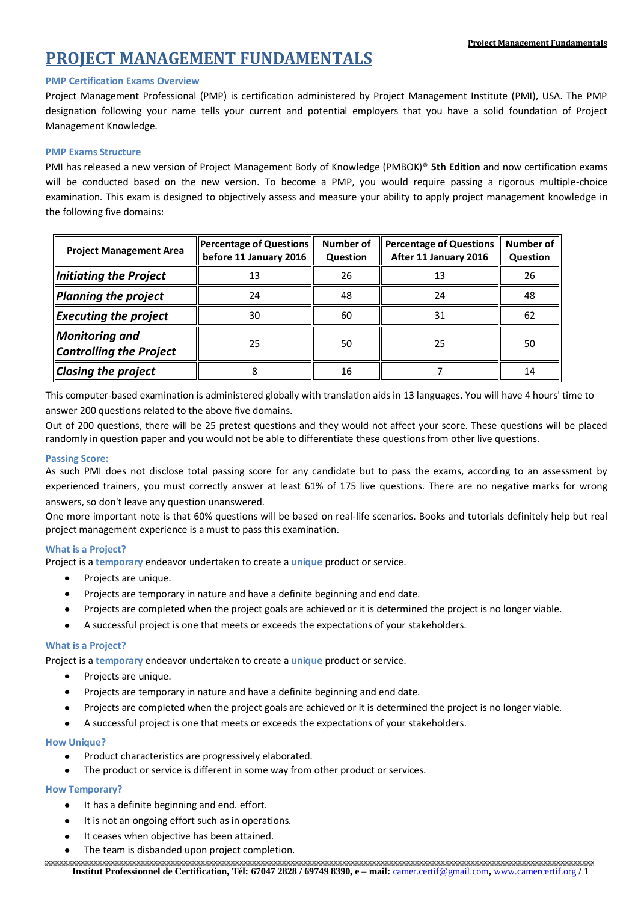# PROJECT MANAGEMENT FUNDAMENTALS

### PMP Certification Exams Overview

Project Management Professional (PMP) is certification administered by Project Management Institute (PMI), USA. The PMP designation following your name tells your current and potential employers that you have a solid foundation of Project Management Knowledge.

### PMP Exams Structure

PMI has released a new version of Project Management Body of Knowledge (PMBOK)® **5th Edition** and now certification exams will be conducted based on the new version. To become a PMP, you would require passing a rigorous multiple-choice examination. This exam is designed to objectively assess and measure your ability to apply project management knowledge in the following five domains:

| Project Management Area | Percentage of Questions before 11 January 2016 | Number of Question | Percentage of Questions After 11 January 2016 | Number of Question |
|---|---|---|---|---|
| ***Initiating the Project*** | 13 | 26 | 13 | 26 |
| ***Planning the project*** | 24 | 48 | 24 | 48 |
| ***Executing the project*** | 30 | 60 | 31 | 62 |
| ***Monitoring and Controlling the Project*** | 25 | 50 | 25 | 50 |
| ***Closing the project*** | 8 | 16 | 7 | 14 |

This computer-based examination is administered globally with translation aids in 13 languages. You will have 4 hours' time to answer 200 questions related to the above five domains.

Out of 200 questions, there will be 25 pretest questions and they would not affect your score. These questions will be placed randomly in question paper and you would not be able to differentiate these questions from other live questions.

### Passing Score:

As such PMI does not disclose total passing score for any candidate but to pass the exams, according to an assessment by experienced trainers, you must correctly answer at least 61% of 175 live questions. There are no negative marks for wrong answers, so don't leave any question unanswered.

One more important note is that 60% questions will be based on real-life scenarios. Books and tutorials definitely help but real project management experience is a must to pass this examination.

### What is a Project?

Project is a **temporary** endeavor undertaken to create a **unique** product or service.

- Projects are unique.
- Projects are temporary in nature and have a definite beginning and end date.
- Projects are completed when the project goals are achieved or it is determined the project is no longer viable.
- A successful project is one that meets or exceeds the expectations of your stakeholders.

### What is a Project?

Project is a **temporary** endeavor undertaken to create a **unique** product or service.

- Projects are unique.
- Projects are temporary in nature and have a definite beginning and end date.
- Projects are completed when the project goals are achieved or it is determined the project is no longer viable.
- A successful project is one that meets or exceeds the expectations of your stakeholders.

### How Unique?

- Product characteristics are progressively elaborated.
- The product or service is different in some way from other product or services.

### How Temporary?

- It has a definite beginning and end. effort.
- It is not an ongoing effort such as in operations.
- It ceases when objective has been attained.
- The team is disbanded upon project completion.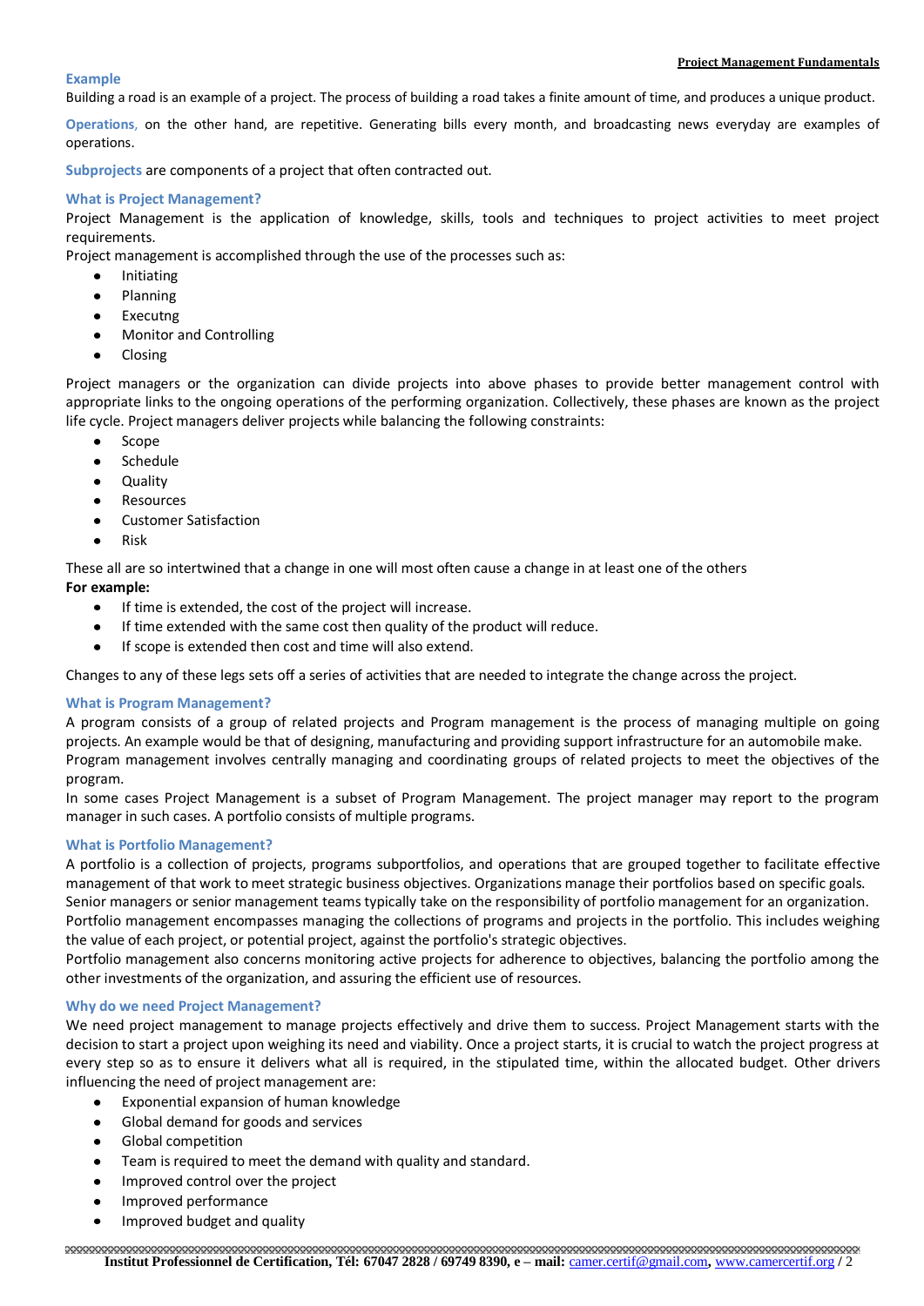### Example

Building a road is an example of a project. The process of building a road takes a finite amount of time, and produces a unique product.

**Operations**, on the other hand, are repetitive. Generating bills every month, and broadcasting news everyday are examples of operations.

**Subprojects** are components of a project that often contracted out.

### What is Project Management?

Project Management is the application of knowledge, skills, tools and techniques to project activities to meet project requirements.

Project management is accomplished through the use of the processes such as:

- Initiating
- Planning
- Executng
- Monitor and Controlling
- Closing

Project managers or the organization can divide projects into above phases to provide better management control with appropriate links to the ongoing operations of the performing organization. Collectively, these phases are known as the project life cycle. Project managers deliver projects while balancing the following constraints:

- Scope
- Schedule
- Quality
- Resources
- Customer Satisfaction
- Risk

These all are so intertwined that a change in one will most often cause a change in at least one of the others

**For example:**

- If time is extended, the cost of the project will increase.
- If time extended with the same cost then quality of the product will reduce.
- If scope is extended then cost and time will also extend.

Changes to any of these legs sets off a series of activities that are needed to integrate the change across the project.

### What is Program Management?

A program consists of a group of related projects and Program management is the process of managing multiple on going projects. An example would be that of designing, manufacturing and providing support infrastructure for an automobile make.

Program management involves centrally managing and coordinating groups of related projects to meet the objectives of the program.

In some cases Project Management is a subset of Program Management. The project manager may report to the program manager in such cases. A portfolio consists of multiple programs.

### What is Portfolio Management?

A portfolio is a collection of projects, programs subportfolios, and operations that are grouped together to facilitate effective management of that work to meet strategic business objectives. Organizations manage their portfolios based on specific goals.

Senior managers or senior management teams typically take on the responsibility of portfolio management for an organization.

Portfolio management encompasses managing the collections of programs and projects in the portfolio. This includes weighing the value of each project, or potential project, against the portfolio's strategic objectives.

Portfolio management also concerns monitoring active projects for adherence to objectives, balancing the portfolio among the other investments of the organization, and assuring the efficient use of resources.

### Why do we need Project Management?

We need project management to manage projects effectively and drive them to success. Project Management starts with the decision to start a project upon weighing its need and viability. Once a project starts, it is crucial to watch the project progress at every step so as to ensure it delivers what all is required, in the stipulated time, within the allocated budget. Other drivers influencing the need of project management are:

- Exponential expansion of human knowledge
- Global demand for goods and services
- Global competition
- Team is required to meet the demand with quality and standard.
- Improved control over the project
- Improved performance
- Improved budget and quality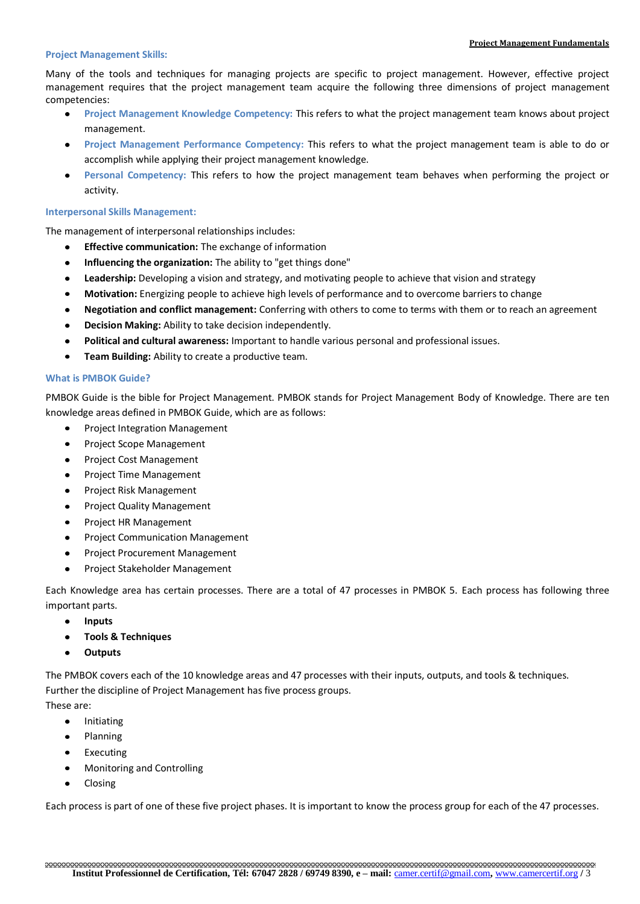### Project Management Skills:

Many of the tools and techniques for managing projects are specific to project management. However, effective project management requires that the project management team acquire the following three dimensions of project management competencies:

- **Project Management Knowledge Competency:** This refers to what the project management team knows about project management.
- **Project Management Performance Competency:** This refers to what the project management team is able to do or accomplish while applying their project management knowledge.
- **Personal Competency:** This refers to how the project management team behaves when performing the project or activity.

### Interpersonal Skills Management:

The management of interpersonal relationships includes:

- **Effective communication:** The exchange of information
- **Influencing the organization:** The ability to "get things done"
- **Leadership:** Developing a vision and strategy, and motivating people to achieve that vision and strategy
- **Motivation:** Energizing people to achieve high levels of performance and to overcome barriers to change
- **Negotiation and conflict management:** Conferring with others to come to terms with them or to reach an agreement
- **Decision Making:** Ability to take decision independently.
- **Political and cultural awareness:** Important to handle various personal and professional issues.
- **Team Building:** Ability to create a productive team.

### What is PMBOK Guide?

PMBOK Guide is the bible for Project Management. PMBOK stands for Project Management Body of Knowledge. There are ten knowledge areas defined in PMBOK Guide, which are as follows:

- Project Integration Management
- Project Scope Management
- Project Cost Management
- Project Time Management
- Project Risk Management
- Project Quality Management
- Project HR Management
- Project Communication Management
- Project Procurement Management
- Project Stakeholder Management

Each Knowledge area has certain processes. There are a total of 47 processes in PMBOK 5. Each process has following three important parts.

- **Inputs**
- **Tools & Techniques**
- **Outputs**

The PMBOK covers each of the 10 knowledge areas and 47 processes with their inputs, outputs, and tools & techniques.
Further the discipline of Project Management has five process groups.
These are:

- Initiating
- Planning
- Executing
- Monitoring and Controlling
- Closing

Each process is part of one of these five project phases. It is important to know the process group for each of the 47 processes.